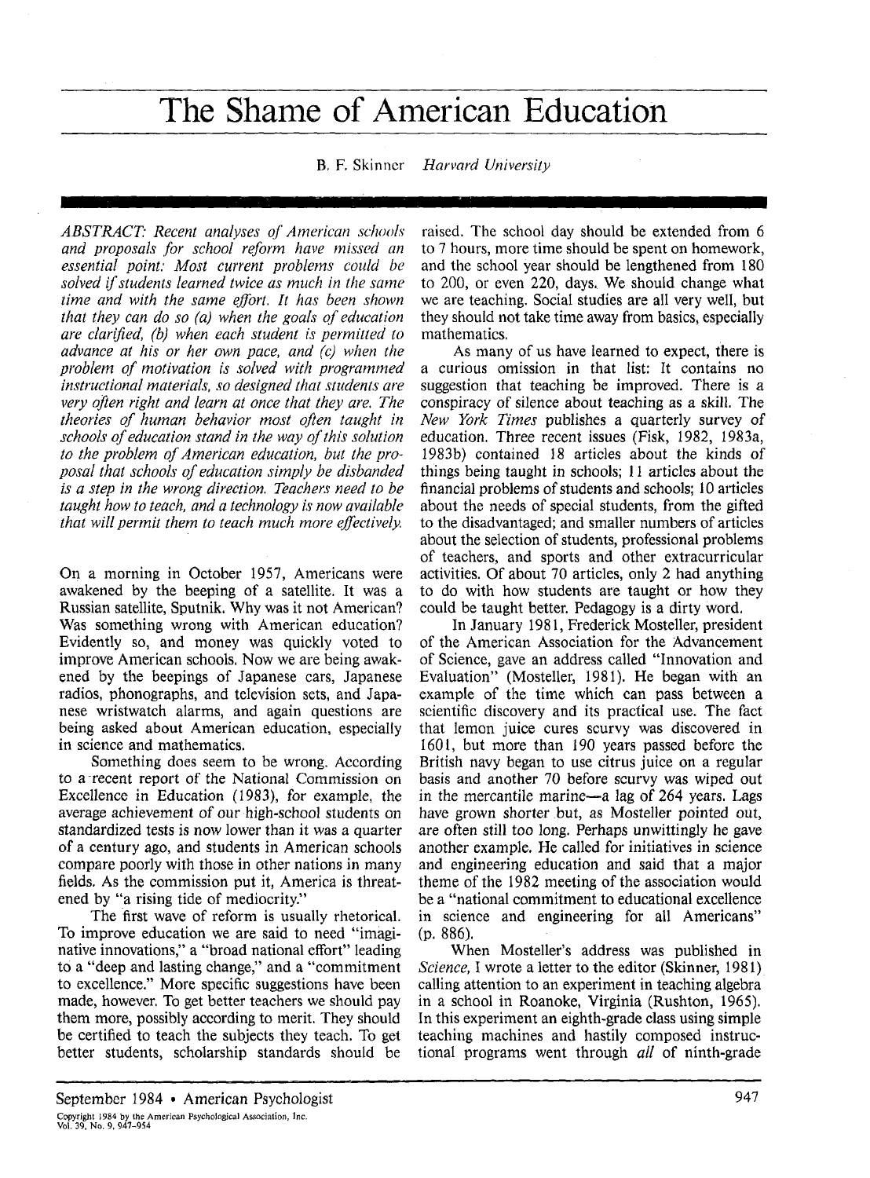# The Shame of American Education

B. F. Skinner *Harvard University*

*ABSTRACT: Recent analyses of American schools and proposals for school reform have missed an essential point: Most current problems could be solved if students learned twice as much in the same time and with the same effort. It has been shown that they can do so (a) when the goals of education are clarified, (b) when each student is permitted to advance at his or her own pace, and (c) when the problem of motivation is solved with programmed instructional materials, so designed that students are very often right and learn at once that they are. The theories of human behavior most often taught in schools of education stand in the way of this solution to the problem of American education, but the proposal that schools of education simply be disbanded is a step in the wrong direction. Teachers need to be taught how to teach, and a technology is now available that will permit them to teach much more effectively.*

On a morning in October 1957, Americans were awakened by the beeping of a satellite. It was a Russian satellite, Sputnik. Why was it not American? Was something wrong with American education? Evidently so, and money was quickly voted to improve American schools. Now we are being awakened by the beepings of Japanese cars, Japanese radios, phonographs, and television sets, and Japanese wristwatch alarms, and again questions are being asked about American education, especially in science and mathematics.

Something does seem to be wrong. According to a recent report of the National Commission on Excellence in Education (1983), for example, the average achievement of our high-school students on standardized tests is now lower than it was a quarter of a century ago, and students in American schools compare poorly with those in other nations in many fields. As the commission put it, America is threatened by "a rising tide of mediocrity."

The first wave of reform is usually rhetorical. To improve education we are said to need "imaginative innovations," a "broad national effort" leading to a "deep and lasting change," and a "commitment to excellence." More specific suggestions have been made, however. To get better teachers we should pay them more, possibly according to merit. They should be certified to teach the subjects they teach. To get better students, scholarship standards should be raised. The school day should be extended from 6 to 7 hours, more time should be spent on homework, and the school year should be lengthened from 180 to 200, or even 220, days. We should change what we are teaching. Social studies are all very well, but they should not take time away from basics, especially mathematics.

As many of us have learned to expect, there is a curious omission in that list: It contains no suggestion that teaching be improved. There is a conspiracy of silence about teaching as a skill. The *New York Times* publishes a quarterly survey of education. Three recent issues (Fisk, 1982, 1983a, 1983b) contained 18 articles about the kinds of things being taught in schools; 11 articles about the financial problems of students and schools; 10 articles about the needs of special students, from the gifted to the disadvantaged; and smaller numbers of articles about the selection of students, professional problems of teachers, and sports and other extracurricular activities. Of about 70 articles, only 2 had anything to do with how students are taught or how they could be taught better. Pedagogy is a dirty word.

In January 1981, Frederick Mosteller, president of the American Association for the Advancement of Science, gave an address called "Innovation and Evaluation" (Mosteller, 1981). He began with an example of the time which can pass between a scientific discovery and its practical use. The fact that lemon juice cures scurvy was discovered in 1601, but more than 190 years passed before the British navy began to use citrus juice on a regular basis and another 70 before scurvy was wiped out in the mercantile marine—a lag of 264 years. Lags have grown shorter but, as Mosteller pointed out, are often still too long. Perhaps unwittingly he gave another example. He called for initiatives in science and engineering education and said that a major theme of the 1982 meeting of the association would be a "national commitment to educational excellence in science and engineering for all Americans" (p. 886).

When Mosteller's address was published in *Science*, I wrote a letter to the editor (Skinner, 1981) calling attention to an experiment in teaching algebra in a school in Roanoke, Virginia (Rushton, 1965). In this experiment an eighth-grade class using simple teaching machines and hastily composed instructional programs went through *all* of ninth-grade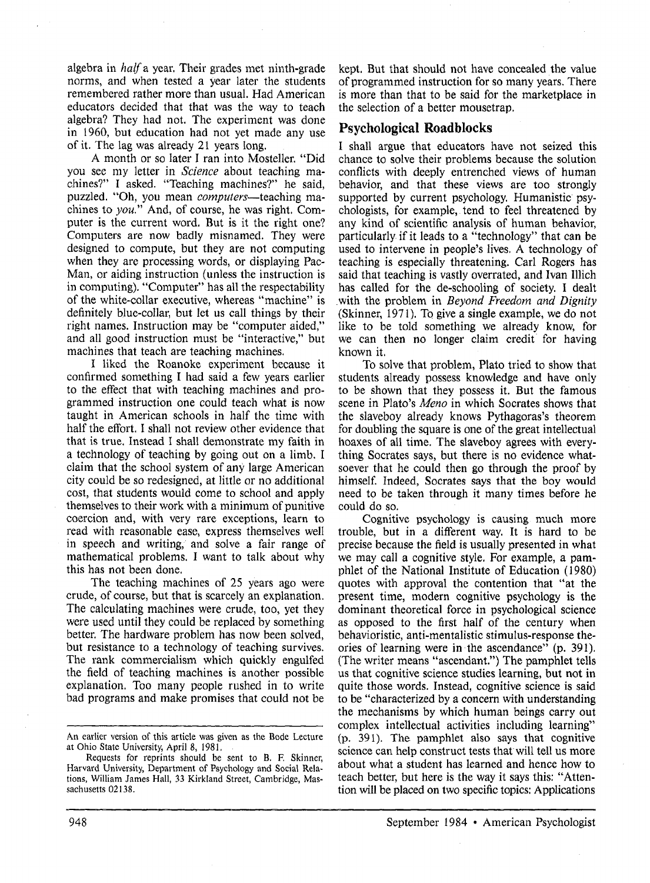algebra in *half* a year. Their grades met ninth-grade norms, and when tested a year later the students remembered rather more than usual. Had American educators decided that that was the way to teach algebra? They had not. The experiment was done in 1960, but education had not yet made any use of it. The lag was already 21 years long.

A month or so later I ran into Mosteller. "Did you see my letter in *Science* about teaching machines?" I asked. "Teaching machines?" he said, puzzled. "Oh, you mean *computers*—teaching machines to *you*." And, of course, he was right. Computer is the current word. But is it the right one? Computers are now badly misnamed. They were designed to compute, but they are not computing when they are processing words, or displaying Pac-Man, or aiding instruction (unless the instruction is in computing). "Computer" has all the respectability of the white-collar executive, whereas "machine" is definitely blue-collar, but let us call things by their right names. Instruction may be "computer aided," and all good instruction must be "interactive," but machines that teach are teaching machines.

I liked the Roanoke experiment because it confirmed something I had said a few years earlier to the effect that with teaching machines and programmed instruction one could teach what is now taught in American schools in half the time with half the effort. I shall not review other evidence that that is true. Instead I shall demonstrate my faith in a technology of teaching by going out on a limb. I claim that the school system of any large American city could be so redesigned, at little or no additional cost, that students would come to school and apply themselves to their work with a minimum of punitive coercion and, with very rare exceptions, learn to read with reasonable ease, express themselves well in speech and writing, and solve a fair range of mathematical problems. I want to talk about why this has not been done.

The teaching machines of 25 years ago were crude, of course, but that is scarcely an explanation. The calculating machines were crude, too, yet they were used until they could be replaced by something better. The hardware problem has now been solved, but resistance to a technology of teaching survives. The rank commercialism which quickly engulfed the field of teaching machines is another possible explanation. Too many people rushed in to write bad programs and make promises that could not be kept. But that should not have concealed the value of programmed instruction for so many years. There is more than that to be said for the marketplace in the selection of a better mousetrap.

## Psychological Roadblocks

I shall argue that educators have not seized this chance to solve their problems because the solution conflicts with deeply entrenched views of human behavior, and that these views are too strongly supported by current psychology. Humanistic psychologists, for example, tend to feel threatened by any kind of scientific analysis of human behavior, particularly if it leads to a "technology" that can be used to intervene in people's lives. A technology of teaching is especially threatening. Carl Rogers has said that teaching is vastly overrated, and Ivan Illich has called for the de-schooling of society. I dealt with the problem in *Beyond Freedom and Dignity* (Skinner, 1971). To give a single example, we do not like to be told something we already know, for we can then no longer claim credit for having known it.

To solve that problem, Plato tried to show that students already possess knowledge and have only to be shown that they possess it. But the famous scene in Plato's *Meno* in which Socrates shows that the slaveboy already knows Pythagoras's theorem for doubling the square is one of the great intellectual hoaxes of all time. The slaveboy agrees with everything Socrates says, but there is no evidence whatsoever that he could then go through the proof by himself. Indeed, Socrates says that the boy would need to be taken through it many times before he could do so.

Cognitive psychology is causing much more trouble, but in a different way. It is hard to be precise because the field is usually presented in what we may call a cognitive style. For example, a pamphlet of the National Institute of Education (1980) quotes with approval the contention that "at the present time, modern cognitive psychology is the dominant theoretical force in psychological science as opposed to the first half of the century when behavioristic, anti-mentalistic stimulus-response theories of learning were in the ascendance" (p. 391). (The writer means "ascendant.") The pamphlet tells us that cognitive science studies learning, but not in quite those words. Instead, cognitive science is said to be "characterized by a concern with understanding the mechanisms by which human beings carry out complex intellectual activities including learning" (p. 391). The pamphlet also says that cognitive science can help construct tests that will tell us more about what a student has learned and hence how to teach better, but here is the way it says this: "Attention will be placed on two specific topics: Applications

---

An earlier version of this article was given as the Bode Lecture at Ohio State University, April 8, 1981.

Requests for reprints should be sent to B. F. Skinner, Harvard University, Department of Psychology and Social Relations, William James Hall, 33 Kirkland Street, Cambridge, Massachusetts 02138.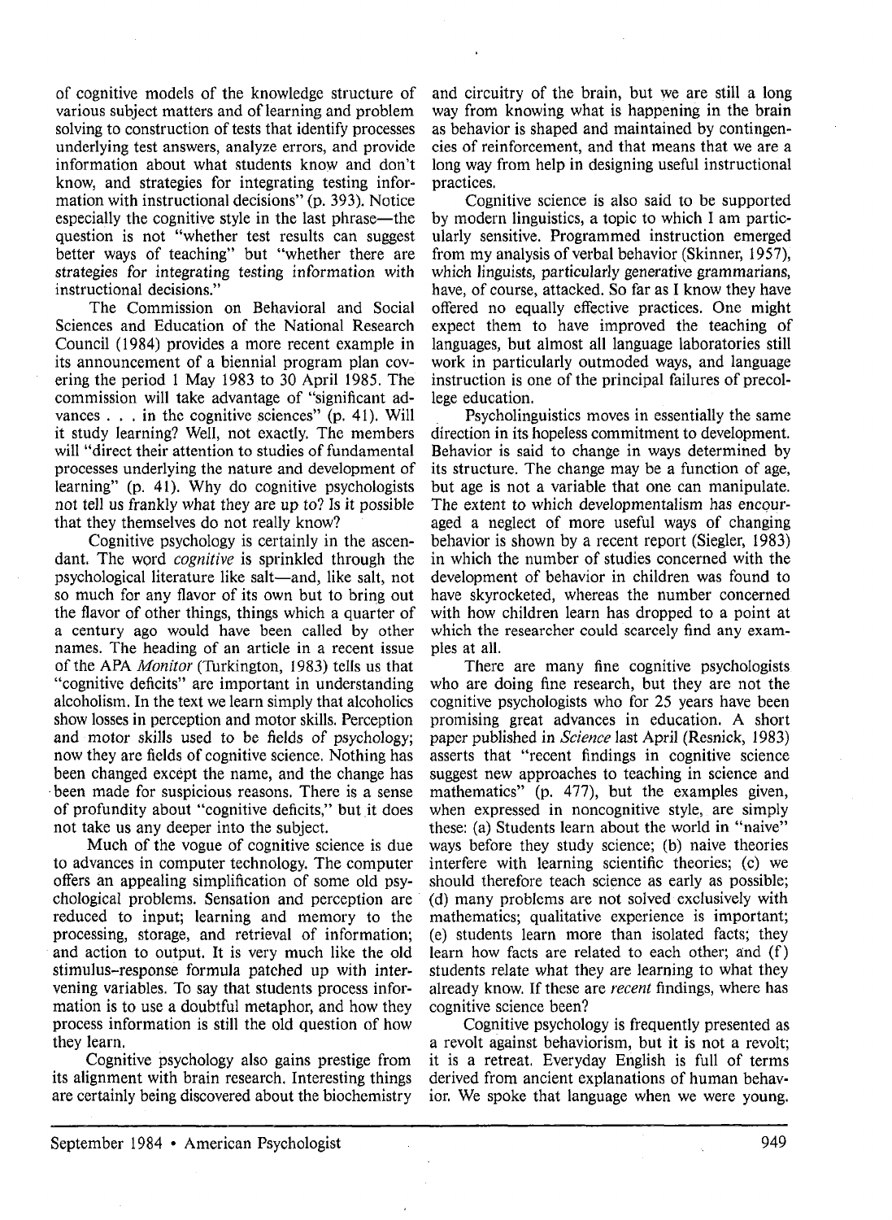of cognitive models of the knowledge structure of various subject matters and of learning and problem solving to construction of tests that identify processes underlying test answers, analyze errors, and provide information about what students know and don't know, and strategies for integrating testing information with instructional decisions" (p. 393). Notice especially the cognitive style in the last phrase—the question is not "whether test results can suggest better ways of teaching" but "whether there are strategies for integrating testing information with instructional decisions."

The Commission on Behavioral and Social Sciences and Education of the National Research Council (1984) provides a more recent example in its announcement of a biennial program plan covering the period 1 May 1983 to 30 April 1985. The commission will take advantage of "significant advances . . . in the cognitive sciences" (p. 41). Will it study learning? Well, not exactly. The members will "direct their attention to studies of fundamental processes underlying the nature and development of learning" (p. 41). Why do cognitive psychologists not tell us frankly what they are up to? Is it possible that they themselves do not really know?

Cognitive psychology is certainly in the ascendant. The word *cognitive* is sprinkled through the psychological literature like salt—and, like salt, not so much for any flavor of its own but to bring out the flavor of other things, things which a quarter of a century ago would have been called by other names. The heading of an article in a recent issue of the APA *Monitor* (Turkington, 1983) tells us that "cognitive deficits" are important in understanding alcoholism. In the text we learn simply that alcoholics show losses in perception and motor skills. Perception and motor skills used to be fields of psychology; now they are fields of cognitive science. Nothing has been changed except the name, and the change has been made for suspicious reasons. There is a sense of profundity about "cognitive deficits," but it does not take us any deeper into the subject.

Much of the vogue of cognitive science is due to advances in computer technology. The computer offers an appealing simplification of some old psychological problems. Sensation and perception are reduced to input; learning and memory to the processing, storage, and retrieval of information; and action to output. It is very much like the old stimulus-response formula patched up with intervening variables. To say that students process information is to use a doubtful metaphor, and how they process information is still the old question of how they learn.

Cognitive psychology also gains prestige from its alignment with brain research. Interesting things are certainly being discovered about the biochemistry and circuitry of the brain, but we are still a long way from knowing what is happening in the brain as behavior is shaped and maintained by contingencies of reinforcement, and that means that we are a long way from help in designing useful instructional practices.

Cognitive science is also said to be supported by modern linguistics, a topic to which I am particularly sensitive. Programmed instruction emerged from my analysis of verbal behavior (Skinner, 1957), which linguists, particularly generative grammarians, have, of course, attacked. So far as I know they have offered no equally effective practices. One might expect them to have improved the teaching of languages, but almost all language laboratories still work in particularly outmoded ways, and language instruction is one of the principal failures of precollege education.

Psycholinguistics moves in essentially the same direction in its hopeless commitment to development. Behavior is said to change in ways determined by its structure. The change may be a function of age, but age is not a variable that one can manipulate. The extent to which developmentalism has encouraged a neglect of more useful ways of changing behavior is shown by a recent report (Siegler, 1983) in which the number of studies concerned with the development of behavior in children was found to have skyrocketed, whereas the number concerned with how children learn has dropped to a point at which the researcher could scarcely find any examples at all.

There are many fine cognitive psychologists who are doing fine research, but they are not the cognitive psychologists who for 25 years have been promising great advances in education. A short paper published in *Science* last April (Resnick, 1983) asserts that "recent findings in cognitive science suggest new approaches to teaching in science and mathematics" (p. 477), but the examples given, when expressed in noncognitive style, are simply these: (a) Students learn about the world in "naive" ways before they study science; (b) naive theories interfere with learning scientific theories; (c) we should therefore teach science as early as possible; (d) many problems are not solved exclusively with mathematics; qualitative experience is important; (e) students learn more than isolated facts; they learn how facts are related to each other; and (f) students relate what they are learning to what they already know. If these are *recent* findings, where has cognitive science been?

Cognitive psychology is frequently presented as a revolt against behaviorism, but it is not a revolt; it is a retreat. Everyday English is full of terms derived from ancient explanations of human behavior. We spoke that language when we were young.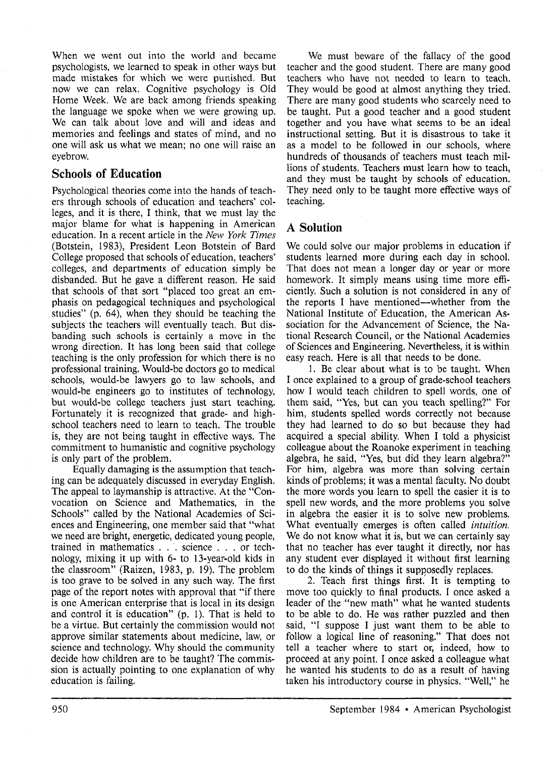When we went out into the world and became psychologists, we learned to speak in other ways but made mistakes for which we were punished. But now we can relax. Cognitive psychology is Old Home Week. We are back among friends speaking the language we spoke when we were growing up. We can talk about love and will and ideas and memories and feelings and states of mind, and no one will ask us what we mean; no one will raise an eyebrow.

## Schools of Education

Psychological theories come into the hands of teachers through schools of education and teachers' colleges, and it is there, I think, that we must lay the major blame for what is happening in American education. In a recent article in the *New York Times* (Botstein, 1983), President Leon Botstein of Bard College proposed that schools of education, teachers' colleges, and departments of education simply be disbanded. But he gave a different reason. He said that schools of that sort "placed too great an emphasis on pedagogical techniques and psychological studies" (p. 64), when they should be teaching the subjects the teachers will eventually teach. But disbanding such schools is certainly a move in the wrong direction. It has long been said that college teaching is the only profession for which there is no professional training. Would-be doctors go to medical schools, would-be lawyers go to law schools, and would-be engineers go to institutes of technology, but would-be college teachers just start teaching. Fortunately it is recognized that grade- and high-school teachers need to learn to teach. The trouble is, they are not being taught in effective ways. The commitment to humanistic and cognitive psychology is only part of the problem.

Equally damaging is the assumption that teaching can be adequately discussed in everyday English. The appeal to laymanship is attractive. At the "Convocation on Science and Mathematics, in the Schools" called by the National Academies of Sciences and Engineering, one member said that "what we need are bright, energetic, dedicated young people, trained in mathematics . . . science . . . or technology, mixing it up with 6- to 13-year-old kids in the classroom" (Raizen, 1983, p. 19). The problem is too grave to be solved in any such way. The first page of the report notes with approval that "if there is one American enterprise that is local in its design and control it is education" (p. 1). That is held to be a virtue. But certainly the commission would not approve similar statements about medicine, law, or science and technology. Why should the community decide how children are to be taught? The commission is actually pointing to one explanation of why education is failing.

We must beware of the fallacy of the good teacher and the good student. There are many good teachers who have not needed to learn to teach. They would be good at almost anything they tried. There are many good students who scarcely need to be taught. Put a good teacher and a good student together and you have what seems to be an ideal instructional setting. But it is disastrous to take it as a model to be followed in our schools, where hundreds of thousands of teachers must teach millions of students. Teachers must learn how to teach, and they must be taught by schools of education. They need only to be taught more effective ways of teaching.

## A Solution

We could solve our major problems in education if students learned more during each day in school. That does not mean a longer day or year or more homework. It simply means using time more efficiently. Such a solution is not considered in any of the reports I have mentioned—whether from the National Institute of Education, the American Association for the Advancement of Science, the National Research Council, or the National Academies of Sciences and Engineering. Nevertheless, it is within easy reach. Here is all that needs to be done.

1. Be clear about what is to be taught. When I once explained to a group of grade-school teachers how I would teach children to spell words, one of them said, "Yes, but can you teach spelling?" For him, students spelled words correctly not because they had learned to do so but because they had acquired a special ability. When I told a physicist colleague about the Roanoke experiment in teaching algebra, he said, "Yes, but did they learn algebra?" For him, algebra was more than solving certain kinds of problems; it was a mental faculty. No doubt the more words you learn to spell the easier it is to spell new words, and the more problems you solve in algebra the easier it is to solve new problems. What eventually emerges is often called *intuition*. We do not know what it is, but we can certainly say that no teacher has ever taught it directly, nor has any student ever displayed it without first learning to do the kinds of things it supposedly replaces.

2. Teach first things first. It is tempting to move too quickly to final products. I once asked a leader of the "new math" what he wanted students to be able to do. He was rather puzzled and then said, "I suppose I just want them to be able to follow a logical line of reasoning." That does not tell a teacher where to start or, indeed, how to proceed at any point. I once asked a colleague what he wanted his students to do as a result of having taken his introductory course in physics. "Well," he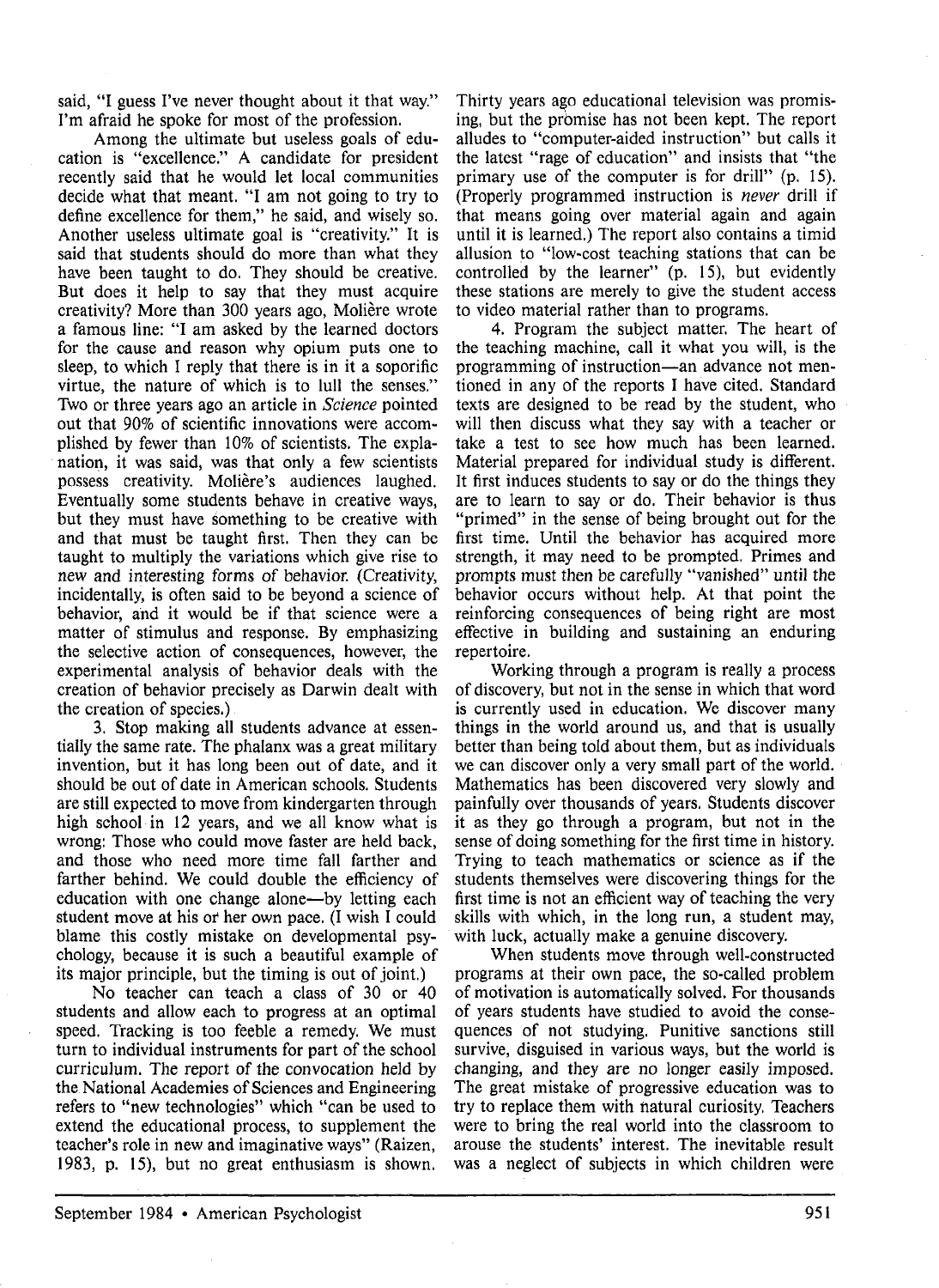said, "I guess I've never thought about it that way." I'm afraid he spoke for most of the profession.

Among the ultimate but useless goals of education is "excellence." A candidate for president recently said that he would let local communities decide what that meant. "I am not going to try to define excellence for them," he said, and wisely so. Another useless ultimate goal is "creativity." It is said that students should do more than what they have been taught to do. They should be creative. But does it help to say that they must acquire creativity? More than 300 years ago, Molière wrote a famous line: "I am asked by the learned doctors for the cause and reason why opium puts one to sleep, to which I reply that there is in it a soporific virtue, the nature of which is to lull the senses." Two or three years ago an article in *Science* pointed out that 90% of scientific innovations were accomplished by fewer than 10% of scientists. The explanation, it was said, was that only a few scientists possess creativity. Molière's audiences laughed. Eventually some students behave in creative ways, but they must have something to be creative with and that must be taught first. Then they can be taught to multiply the variations which give rise to new and interesting forms of behavior. (Creativity, incidentally, is often said to be beyond a science of behavior, and it would be if that science were a matter of stimulus and response. By emphasizing the selective action of consequences, however, the experimental analysis of behavior deals with the creation of behavior precisely as Darwin dealt with the creation of species.)

3. Stop making all students advance at essentially the same rate. The phalanx was a great military invention, but it has long been out of date, and it should be out of date in American schools. Students are still expected to move from kindergarten through high school in 12 years, and we all know what is wrong: Those who could move faster are held back, and those who need more time fall farther and farther behind. We could double the efficiency of education with one change alone—by letting each student move at his or her own pace. (I wish I could blame this costly mistake on developmental psychology, because it is such a beautiful example of its major principle, but the timing is out of joint.)

No teacher can teach a class of 30 or 40 students and allow each to progress at an optimal speed. Tracking is too feeble a remedy. We must turn to individual instruments for part of the school curriculum. The report of the convocation held by the National Academies of Sciences and Engineering refers to "new technologies" which "can be used to extend the educational process, to supplement the teacher's role in new and imaginative ways" (Raizen, 1983, p. 15), but no great enthusiasm is shown. Thirty years ago educational television was promising, but the promise has not been kept. The report alludes to "computer-aided instruction" but calls it the latest "rage of education" and insists that "the primary use of the computer is for drill" (p. 15). (Properly programmed instruction is *never* drill if that means going over material again and again until it is learned.) The report also contains a timid allusion to "low-cost teaching stations that can be controlled by the learner" (p. 15), but evidently these stations are merely to give the student access to video material rather than to programs.

4. Program the subject matter. The heart of the teaching machine, call it what you will, is the programming of instruction—an advance not mentioned in any of the reports I have cited. Standard texts are designed to be read by the student, who will then discuss what they say with a teacher or take a test to see how much has been learned. Material prepared for individual study is different. It first induces students to say or do the things they are to learn to say or do. Their behavior is thus "primed" in the sense of being brought out for the first time. Until the behavior has acquired more strength, it may need to be prompted. Primes and prompts must then be carefully "vanished" until the behavior occurs without help. At that point the reinforcing consequences of being right are most effective in building and sustaining an enduring repertoire.

Working through a program is really a process of discovery, but not in the sense in which that word is currently used in education. We discover many things in the world around us, and that is usually better than being told about them, but as individuals we can discover only a very small part of the world. Mathematics has been discovered very slowly and painfully over thousands of years. Students discover it as they go through a program, but not in the sense of doing something for the first time in history. Trying to teach mathematics or science as if the students themselves were discovering things for the first time is not an efficient way of teaching the very skills with which, in the long run, a student may, with luck, actually make a genuine discovery.

When students move through well-constructed programs at their own pace, the so-called problem of motivation is automatically solved. For thousands of years students have studied to avoid the consequences of not studying. Punitive sanctions still survive, disguised in various ways, but the world is changing, and they are no longer easily imposed. The great mistake of progressive education was to try to replace them with natural curiosity. Teachers were to bring the real world into the classroom to arouse the students' interest. The inevitable result was a neglect of subjects in which children were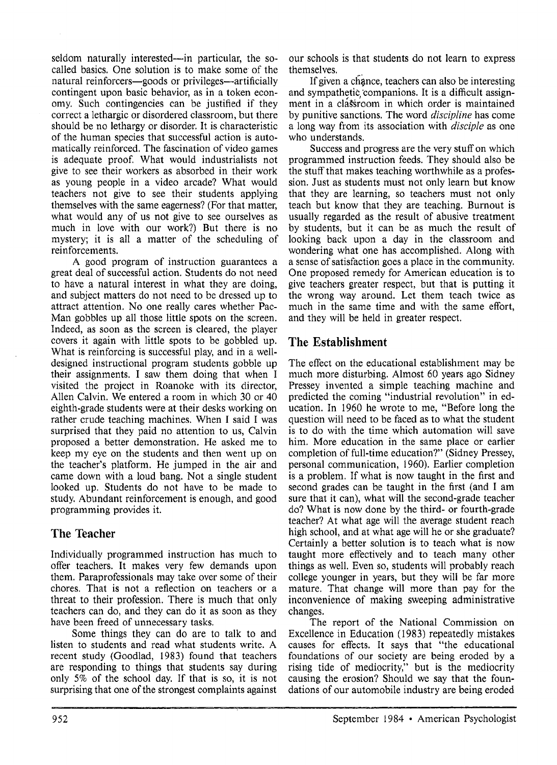seldom naturally interested—in particular, the so-called basics. One solution is to make some of the natural reinforcers—goods or privileges—artificially contingent upon basic behavior, as in a token economy. Such contingencies can be justified if they correct a lethargic or disordered classroom, but there should be no lethargy or disorder. It is characteristic of the human species that successful action is automatically reinforced. The fascination of video games is adequate proof. What would industrialists not give to see their workers as absorbed in their work as young people in a video arcade? What would teachers not give to see their students applying themselves with the same eagerness? (For that matter, what would any of us not give to see ourselves as much in love with our work?) But there is no mystery; it is all a matter of the scheduling of reinforcements.

A good program of instruction guarantees a great deal of successful action. Students do not need to have a natural interest in what they are doing, and subject matters do not need to be dressed up to attract attention. No one really cares whether Pac-Man gobbles up all those little spots on the screen. Indeed, as soon as the screen is cleared, the player covers it again with little spots to be gobbled up. What is reinforcing is successful play, and in a well-designed instructional program students gobble up their assignments. I saw them doing that when I visited the project in Roanoke with its director, Allen Calvin. We entered a room in which 30 or 40 eighth-grade students were at their desks working on rather crude teaching machines. When I said I was surprised that they paid no attention to us, Calvin proposed a better demonstration. He asked me to keep my eye on the students and then went up on the teacher's platform. He jumped in the air and came down with a loud bang. Not a single student looked up. Students do not have to be made to study. Abundant reinforcement is enough, and good programming provides it.

## The Teacher

Individually programmed instruction has much to offer teachers. It makes very few demands upon them. Paraprofessionals may take over some of their chores. That is not a reflection on teachers or a threat to their profession. There is much that only teachers can do, and they can do it as soon as they have been freed of unnecessary tasks.

Some things they can do are to talk to and listen to students and read what students write. A recent study (Goodlad, 1983) found that teachers are responding to things that students say during only 5% of the school day. If that is so, it is not surprising that one of the strongest complaints against our schools is that students do not learn to express themselves.

If given a chance, teachers can also be interesting and sympathetic companions. It is a difficult assignment in a classroom in which order is maintained by punitive sanctions. The word *discipline* has come a long way from its association with *disciple* as one who understands.

Success and progress are the very stuff on which programmed instruction feeds. They should also be the stuff that makes teaching worthwhile as a profession. Just as students must not only learn but know that they are learning, so teachers must not only teach but know that they are teaching. Burnout is usually regarded as the result of abusive treatment by students, but it can be as much the result of looking back upon a day in the classroom and wondering what one has accomplished. Along with a sense of satisfaction goes a place in the community. One proposed remedy for American education is to give teachers greater respect, but that is putting it the wrong way around. Let them teach twice as much in the same time and with the same effort, and they will be held in greater respect.

## The Establishment

The effect on the educational establishment may be much more disturbing. Almost 60 years ago Sidney Pressey invented a simple teaching machine and predicted the coming "industrial revolution" in education. In 1960 he wrote to me, "Before long the question will need to be faced as to what the student is to do with the time which automation will save him. More education in the same place or earlier completion of full-time education?" (Sidney Pressey, personal communication, 1960). Earlier completion is a problem. If what is now taught in the first and second grades can be taught in the first (and I am sure that it can), what will the second-grade teacher do? What is now done by the third- or fourth-grade teacher? At what age will the average student reach high school, and at what age will he or she graduate? Certainly a better solution is to teach what is now taught more effectively and to teach many other things as well. Even so, students will probably reach college younger in years, but they will be far more mature. That change will more than pay for the inconvenience of making sweeping administrative changes.

The report of the National Commission on Excellence in Education (1983) repeatedly mistakes causes for effects. It says that "the educational foundations of our society are being eroded by a rising tide of mediocrity," but is the mediocrity causing the erosion? Should we say that the foundations of our automobile industry are being eroded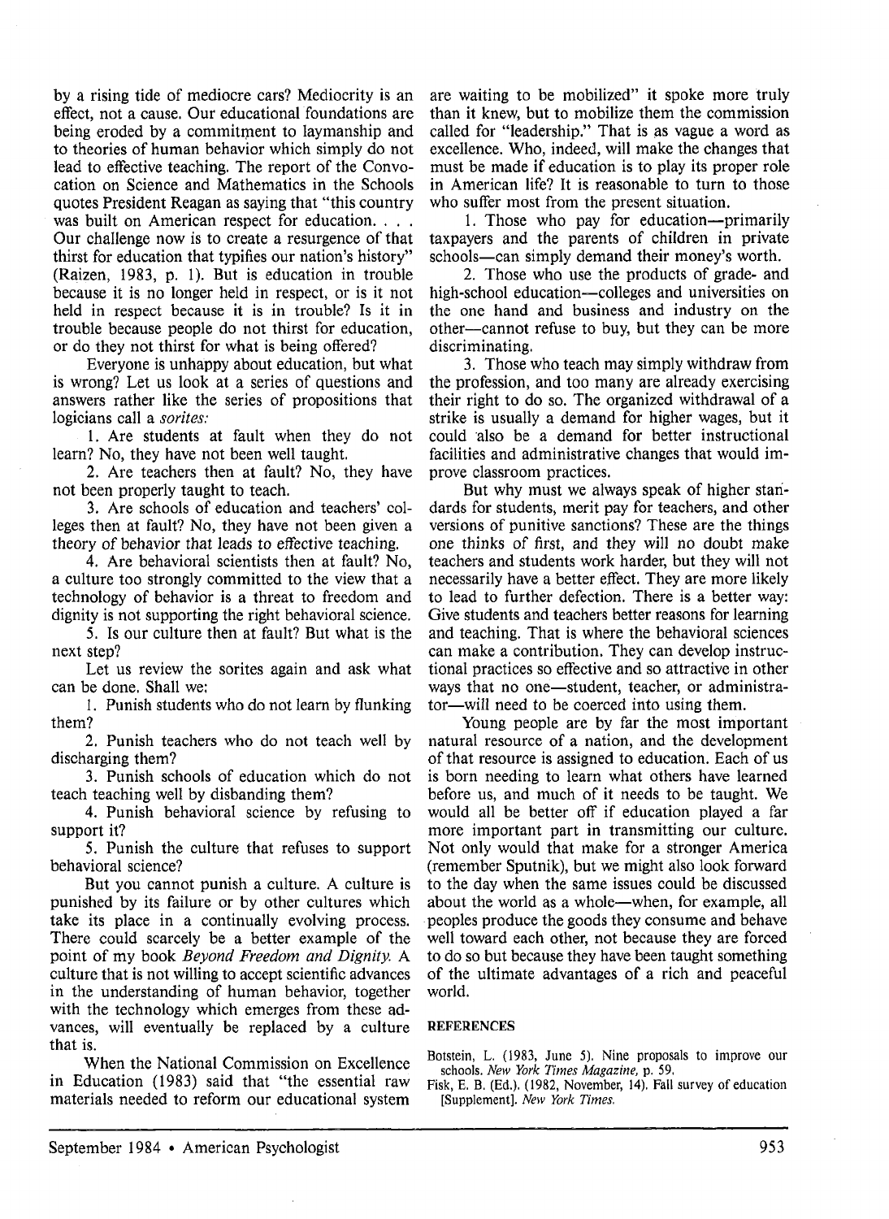by a rising tide of mediocre cars? Mediocrity is an effect, not a cause. Our educational foundations are being eroded by a commitment to laymanship and to theories of human behavior which simply do not lead to effective teaching. The report of the Convocation on Science and Mathematics in the Schools quotes President Reagan as saying that "this country was built on American respect for education. . . . Our challenge now is to create a resurgence of that thirst for education that typifies our nation's history" (Raizen, 1983, p. 1). But is education in trouble because it is no longer held in respect, or is it not held in respect because it is in trouble? Is it in trouble because people do not thirst for education, or do they not thirst for what is being offered?

Everyone is unhappy about education, but what is wrong? Let us look at a series of questions and answers rather like the series of propositions that logicians call a *sorites:*

1. Are students at fault when they do not learn? No, they have not been well taught.
2. Are teachers then at fault? No, they have not been properly taught to teach.
3. Are schools of education and teachers' colleges then at fault? No, they have not been given a theory of behavior that leads to effective teaching.
4. Are behavioral scientists then at fault? No, a culture too strongly committed to the view that a technology of behavior is a threat to freedom and dignity is not supporting the right behavioral science.
5. Is our culture then at fault? But what is the next step?

Let us review the sorites again and ask what can be done. Shall we:

1. Punish students who do not learn by flunking them?
2. Punish teachers who do not teach well by discharging them?
3. Punish schools of education which do not teach teaching well by disbanding them?
4. Punish behavioral science by refusing to support it?
5. Punish the culture that refuses to support behavioral science?

But you cannot punish a culture. A culture is punished by its failure or by other cultures which take its place in a continually evolving process. There could scarcely be a better example of the point of my book *Beyond Freedom and Dignity.* A culture that is not willing to accept scientific advances in the understanding of human behavior, together with the technology which emerges from these advances, will eventually be replaced by a culture that is.

When the National Commission on Excellence in Education (1983) said that "the essential raw materials needed to reform our educational system are waiting to be mobilized" it spoke more truly than it knew, but to mobilize them the commission called for "leadership." That is as vague a word as excellence. Who, indeed, will make the changes that must be made if education is to play its proper role in American life? It is reasonable to turn to those who suffer most from the present situation.

1. Those who pay for education—primarily taxpayers and the parents of children in private schools—can simply demand their money's worth.
2. Those who use the products of grade- and high-school education—colleges and universities on the one hand and business and industry on the other—cannot refuse to buy, but they can be more discriminating.
3. Those who teach may simply withdraw from the profession, and too many are already exercising their right to do so. The organized withdrawal of a strike is usually a demand for higher wages, but it could also be a demand for better instructional facilities and administrative changes that would improve classroom practices.

But why must we always speak of higher standards for students, merit pay for teachers, and other versions of punitive sanctions? These are the things one thinks of first, and they will no doubt make teachers and students work harder, but they will not necessarily have a better effect. They are more likely to lead to further defection. There is a better way: Give students and teachers better reasons for learning and teaching. That is where the behavioral sciences can make a contribution. They can develop instructional practices so effective and so attractive in other ways that no one—student, teacher, or administrator—will need to be coerced into using them.

Young people are by far the most important natural resource of a nation, and the development of that resource is assigned to education. Each of us is born needing to learn what others have learned before us, and much of it needs to be taught. We would all be better off if education played a far more important part in transmitting our culture. Not only would that make for a stronger America (remember Sputnik), but we might also look forward to the day when the same issues could be discussed about the world as a whole—when, for example, all peoples produce the goods they consume and behave well toward each other, not because they are forced to do so but because they have been taught something of the ultimate advantages of a rich and peaceful world.

## REFERENCES

Botstein, L. (1983, June 5). Nine proposals to improve our schools. *New York Times Magazine,* p. 59.

Fisk, E. B. (Ed.). (1982, November, 14). Fall survey of education [Supplement]. *New York Times.*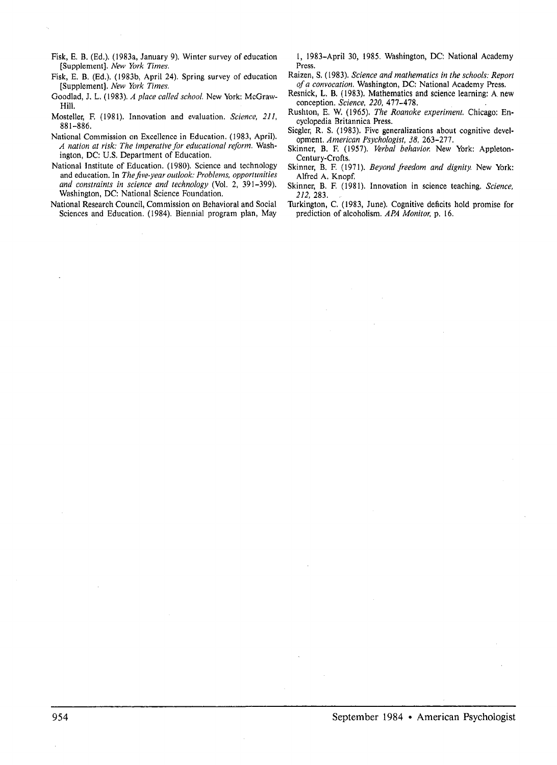Fisk, E. B. (Ed.). (1983a, January 9). Winter survey of education [Supplement]. *New York Times.*

Fisk, E. B. (Ed.). (1983b, April 24). Spring survey of education [Supplement]. *New York Times.*

Goodlad, J. L. (1983). *A place called school.* New York: McGraw-Hill.

Mosteller, F. (1981). Innovation and evaluation. *Science, 211,* 881–886.

National Commission on Excellence in Education. (1983, April). *A nation at risk: The imperative for educational reform.* Washington, DC: U.S. Department of Education.

National Institute of Education. (1980). Science and technology and education. In *The five-year outlook: Problems, opportunities and constraints in science and technology* (Vol. 2, 391–399). Washington, DC: National Science Foundation.

National Research Council, Commission on Behavioral and Social Sciences and Education. (1984). Biennial program plan, May 1, 1983–April 30, 1985. Washington, DC: National Academy Press.

Raizen, S. (1983). *Science and mathematics in the schools: Report of a convocation.* Washington, DC: National Academy Press.

Resnick, L. B. (1983). Mathematics and science learning: A new conception. *Science, 220,* 477–478.

Rushton, E. W. (1965). *The Roanoke experiment.* Chicago: Encyclopedia Britannica Press.

Siegler, R. S. (1983). Five generalizations about cognitive development. *American Psychologist, 38,* 263–277.

Skinner, B. F. (1957). *Verbal behavior.* New York: Appleton-Century-Crofts.

Skinner, B. F. (1971). *Beyond freedom and dignity.* New York: Alfred A. Knopf.

Skinner, B. F. (1981). Innovation in science teaching. *Science, 212,* 283.

Turkington, C. (1983, June). Cognitive deficits hold promise for prediction of alcoholism. *APA Monitor,* p. 16.